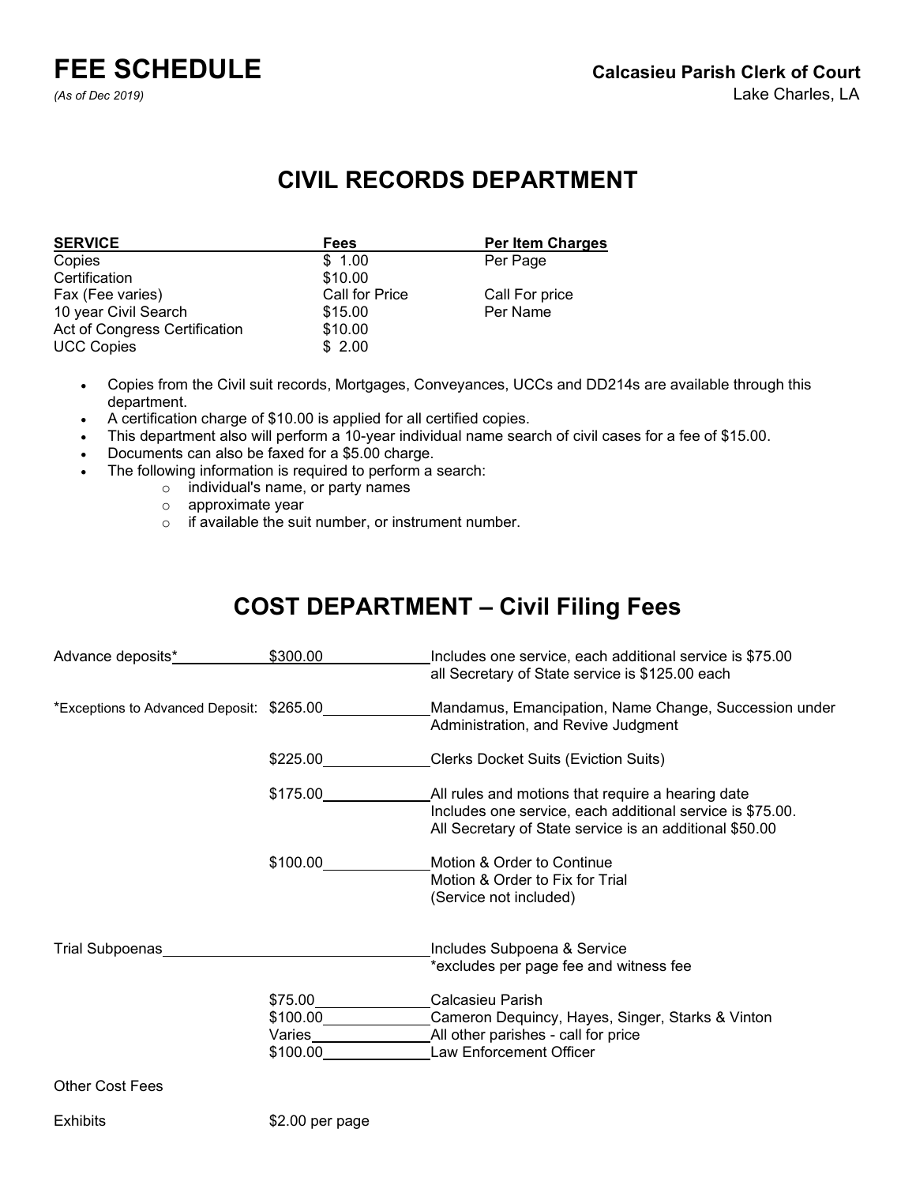# FEE SCHEDULE

*(As of Dec 2019)*

**Calcasieu Parish Clerk of Court**
Lake Charles, LA

## CIVIL RECORDS DEPARTMENT

| SERVICE | Fees | Per Item Charges |
|---|---|---|
| Copies | $ 1.00 | Per Page |
| Certification | $10.00 | |
| Fax (Fee varies) | Call for Price | Call For price |
| 10 year Civil Search | $15.00 | Per Name |
| Act of Congress Certification | $10.00 | |
| UCC Copies | $ 2.00 | |

- Copies from the Civil suit records, Mortgages, Conveyances, UCCs and DD214s are available through this department.
- A certification charge of $10.00 is applied for all certified copies.
- This department also will perform a 10-year individual name search of civil cases for a fee of $15.00.
- Documents can also be faxed for a $5.00 charge.
- The following information is required to perform a search:
  - individual's name, or party names
  - approximate year
  - if available the suit number, or instrument number.

## COST DEPARTMENT – Civil Filing Fees

| | | |
|---|---|---|
| Advance deposits* | $300.00 | Includes one service, each additional service is $75.00<br>all Secretary of State service is $125.00 each |
| *Exceptions to Advanced Deposit: | $265.00 | Mandamus, Emancipation, Name Change, Succession under Administration, and Revive Judgment |
| | $225.00 | Clerks Docket Suits (Eviction Suits) |
| | $175.00 | All rules and motions that require a hearing date<br>Includes one service, each additional service is $75.00.<br>All Secretary of State service is an additional $50.00 |
| | $100.00 | Motion & Order to Continue<br>Motion & Order to Fix for Trial<br>(Service not included) |
| Trial Subpoenas | | Includes Subpoena & Service<br>*excludes per page fee and witness fee |
| | $75.00 | Calcasieu Parish |
| | $100.00 | Cameron Dequincy, Hayes, Singer, Starks & Vinton |
| | Varies | All other parishes - call for price |
| | $100.00 | Law Enforcement Officer |

Other Cost Fees

| | |
|---|---|
| Exhibits | $2.00 per page |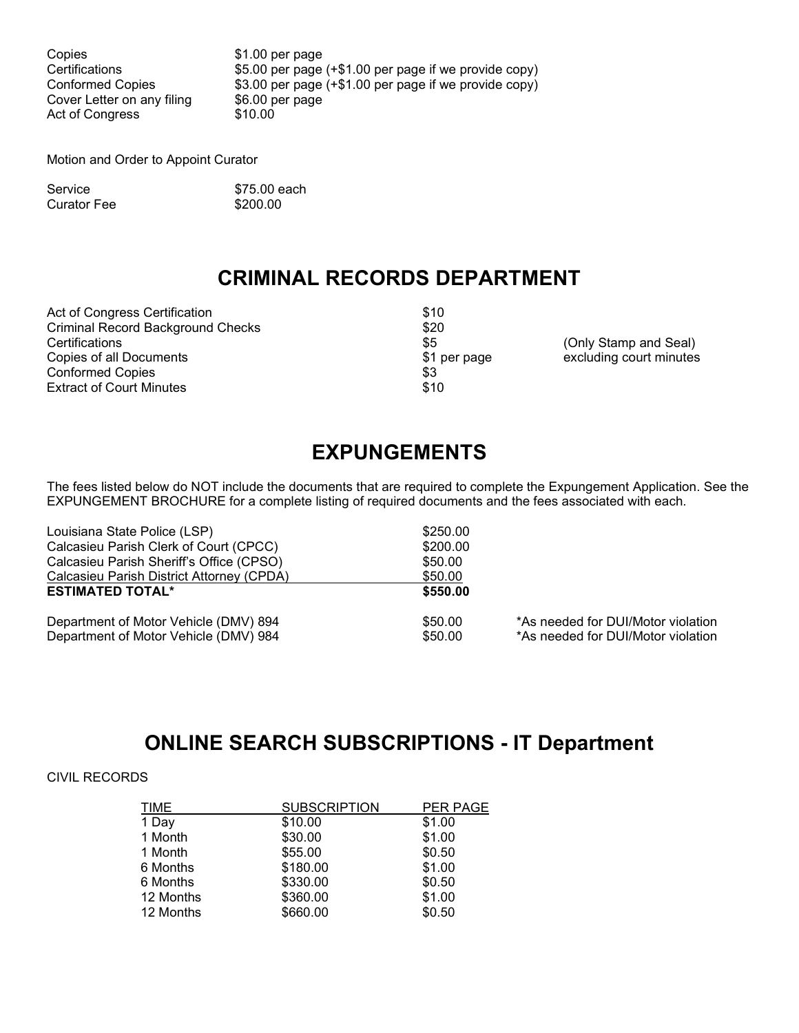| | |
|---|---|
| Copies | $1.00 per page |
| Certifications | $5.00 per page (+$1.00 per page if we provide copy) |
| Conformed Copies | $3.00 per page (+$1.00 per page if we provide copy) |
| Cover Letter on any filing | $6.00 per page |
| Act of Congress | $10.00 |

Motion and Order to Appoint Curator

| | |
|---|---|
| Service | $75.00 each |
| Curator Fee | $200.00 |

## CRIMINAL RECORDS DEPARTMENT

| | | |
|---|---|---|
| Act of Congress Certification | $10 | |
| Criminal Record Background Checks | $20 | |
| Certifications | $5 | (Only Stamp and Seal) |
| Copies of all Documents | $1 per page | excluding court minutes |
| Conformed Copies | $3 | |
| Extract of Court Minutes | $10 | |

## EXPUNGEMENTS

The fees listed below do NOT include the documents that are required to complete the Expungement Application. See the EXPUNGEMENT BROCHURE for a complete listing of required documents and the fees associated with each.

| | | |
|---|---|---|
| Louisiana State Police (LSP) | $250.00 | |
| Calcasieu Parish Clerk of Court (CPCC) | $200.00 | |
| Calcasieu Parish Sheriff's Office (CPSO) | $50.00 | |
| Calcasieu Parish District Attorney (CPDA) | $50.00 | |
| **ESTIMATED TOTAL*** | **$550.00** | |
| Department of Motor Vehicle (DMV) 894 | $50.00 | *As needed for DUI/Motor violation |
| Department of Motor Vehicle (DMV) 984 | $50.00 | *As needed for DUI/Motor violation |

## ONLINE SEARCH SUBSCRIPTIONS - IT Department

CIVIL RECORDS

| TIME | SUBSCRIPTION | PER PAGE |
|---|---|---|
| 1 Day | $10.00 | $1.00 |
| 1 Month | $30.00 | $1.00 |
| 1 Month | $55.00 | $0.50 |
| 6 Months | $180.00 | $1.00 |
| 6 Months | $330.00 | $0.50 |
| 12 Months | $360.00 | $1.00 |
| 12 Months | $660.00 | $0.50 |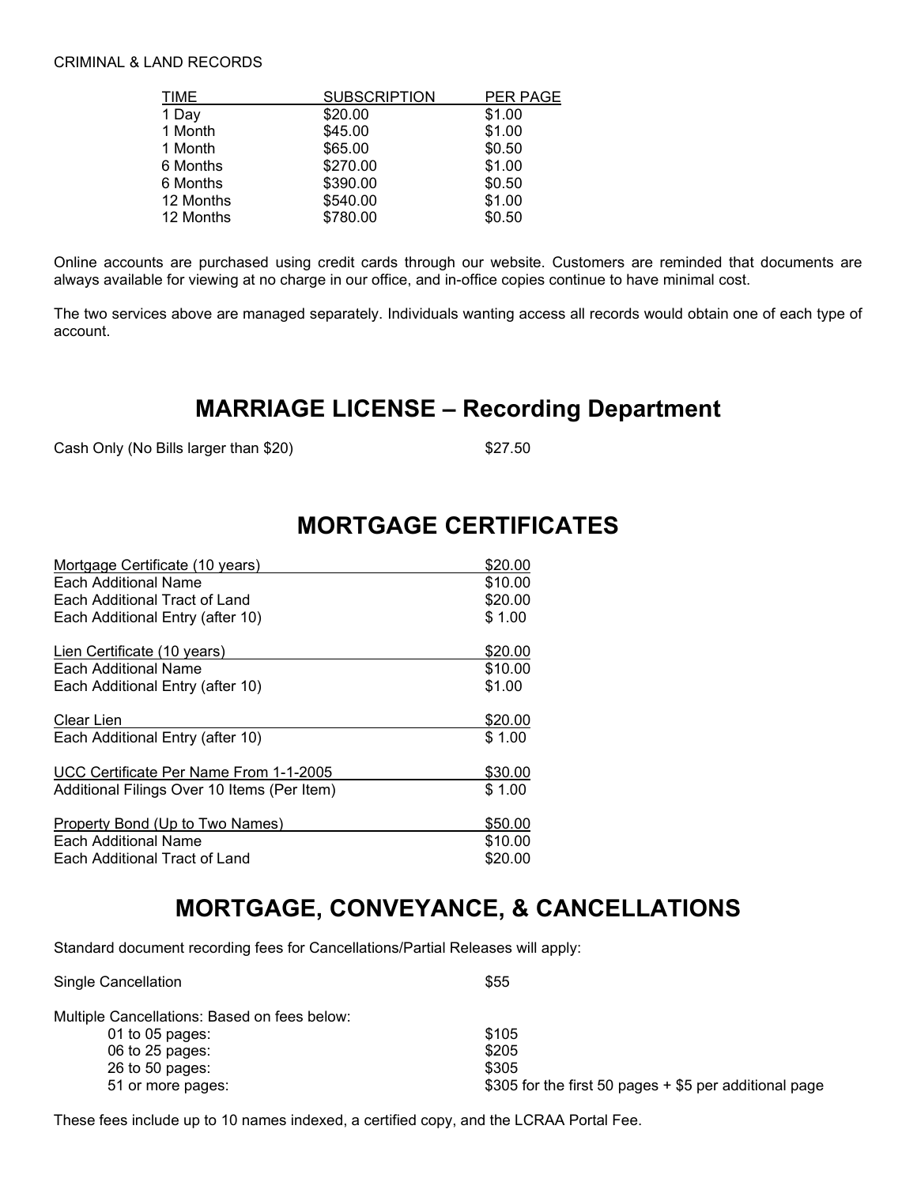CRIMINAL & LAND RECORDS

| TIME | SUBSCRIPTION | PER PAGE |
|---|---|---|
| 1 Day | $20.00 | $1.00 |
| 1 Month | $45.00 | $1.00 |
| 1 Month | $65.00 | $0.50 |
| 6 Months | $270.00 | $1.00 |
| 6 Months | $390.00 | $0.50 |
| 12 Months | $540.00 | $1.00 |
| 12 Months | $780.00 | $0.50 |

Online accounts are purchased using credit cards through our website. Customers are reminded that documents are always available for viewing at no charge in our office, and in-office copies continue to have minimal cost.

The two services above are managed separately. Individuals wanting access all records would obtain one of each type of account.

## MARRIAGE LICENSE – Recording Department

| | |
|---|---|
| Cash Only (No Bills larger than $20) | $27.50 |

## MORTGAGE CERTIFICATES

| | |
|---|---|
| Mortgage Certificate (10 years) | $20.00 |
| Each Additional Name | $10.00 |
| Each Additional Tract of Land | $20.00 |
| Each Additional Entry (after 10) | $ 1.00 |
| Lien Certificate (10 years) | $20.00 |
| Each Additional Name | $10.00 |
| Each Additional Entry (after 10) | $1.00 |
| Clear Lien | $20.00 |
| Each Additional Entry (after 10) | $ 1.00 |
| UCC Certificate Per Name From 1-1-2005 | $30.00 |
| Additional Filings Over 10 Items (Per Item) | $ 1.00 |
| Property Bond (Up to Two Names) | $50.00 |
| Each Additional Name | $10.00 |
| Each Additional Tract of Land | $20.00 |

## MORTGAGE, CONVEYANCE, & CANCELLATIONS

Standard document recording fees for Cancellations/Partial Releases will apply:

| | |
|---|---|
| Single Cancellation | $55 |
| Multiple Cancellations: Based on fees below: | |
| 01 to 05 pages: | $105 |
| 06 to 25 pages: | $205 |
| 26 to 50 pages: | $305 |
| 51 or more pages: | $305 for the first 50 pages + $5 per additional page |

These fees include up to 10 names indexed, a certified copy, and the LCRAA Portal Fee.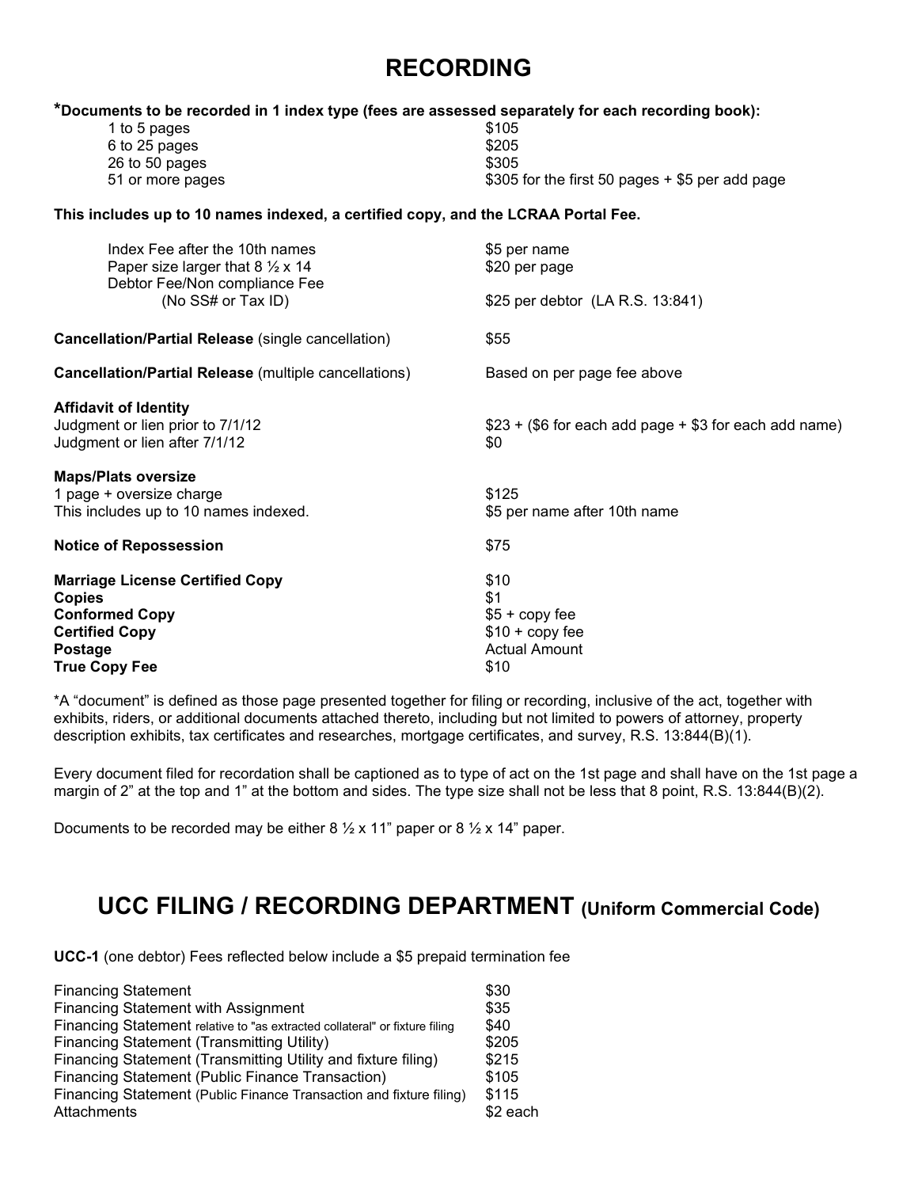# RECORDING

**\*Documents to be recorded in 1 index type (fees are assessed separately for each recording book):**

| | |
|---|---|
| 1 to 5 pages | $105 |
| 6 to 25 pages | $205 |
| 26 to 50 pages | $305 |
| 51 or more pages | $305 for the first 50 pages + $5 per add page |

**This includes up to 10 names indexed, a certified copy, and the LCRAA Portal Fee.**

| | |
|---|---|
| Index Fee after the 10th names | $5 per name |
| Paper size larger that 8 ½ x 14 | $20 per page |
| Debtor Fee/Non compliance Fee (No SS# or Tax ID) | $25 per debtor (LA R.S. 13:841) |

| | |
|---|---|
| **Cancellation/Partial Release** (single cancellation) | $55 |
| **Cancellation/Partial Release** (multiple cancellations) | Based on per page fee above |

**Affidavit of Identity**

| | |
|---|---|
| Judgment or lien prior to 7/1/12 | $23 + ($6 for each add page + $3 for each add name) |
| Judgment or lien after 7/1/12 | $0 |

**Maps/Plats oversize**

| | |
|---|---|
| 1 page + oversize charge | $125 |
| This includes up to 10 names indexed. | $5 per name after 10th name |

| | |
|---|---|
| **Notice of Repossession** | $75 |
| **Marriage License Certified Copy** | $10 |
| **Copies** | $1 |
| **Conformed Copy** | $5 + copy fee |
| **Certified Copy** | $10 + copy fee |
| **Postage** | Actual Amount |
| **True Copy Fee** | $10 |

*A "document" is defined as those page presented together for filing or recording, inclusive of the act, together with exhibits, riders, or additional documents attached thereto, including but not limited to powers of attorney, property description exhibits, tax certificates and researches, mortgage certificates, and survey, R.S. 13:844(B)(1).

Every document filed for recordation shall be captioned as to type of act on the 1st page and shall have on the 1st page a margin of 2" at the top and 1" at the bottom and sides. The type size shall not be less that 8 point, R.S. 13:844(B)(2).

Documents to be recorded may be either 8 ½ x 11" paper or 8 ½ x 14" paper.

# UCC FILING / RECORDING DEPARTMENT (Uniform Commercial Code)

**UCC-1** (one debtor) Fees reflected below include a $5 prepaid termination fee

| | |
|---|---|
| Financing Statement | $30 |
| Financing Statement with Assignment | $35 |
| Financing Statement relative to "as extracted collateral" or fixture filing | $40 |
| Financing Statement (Transmitting Utility) | $205 |
| Financing Statement (Transmitting Utility and fixture filing) | $215 |
| Financing Statement (Public Finance Transaction) | $105 |
| Financing Statement (Public Finance Transaction and fixture filing) | $115 |
| Attachments | $2 each |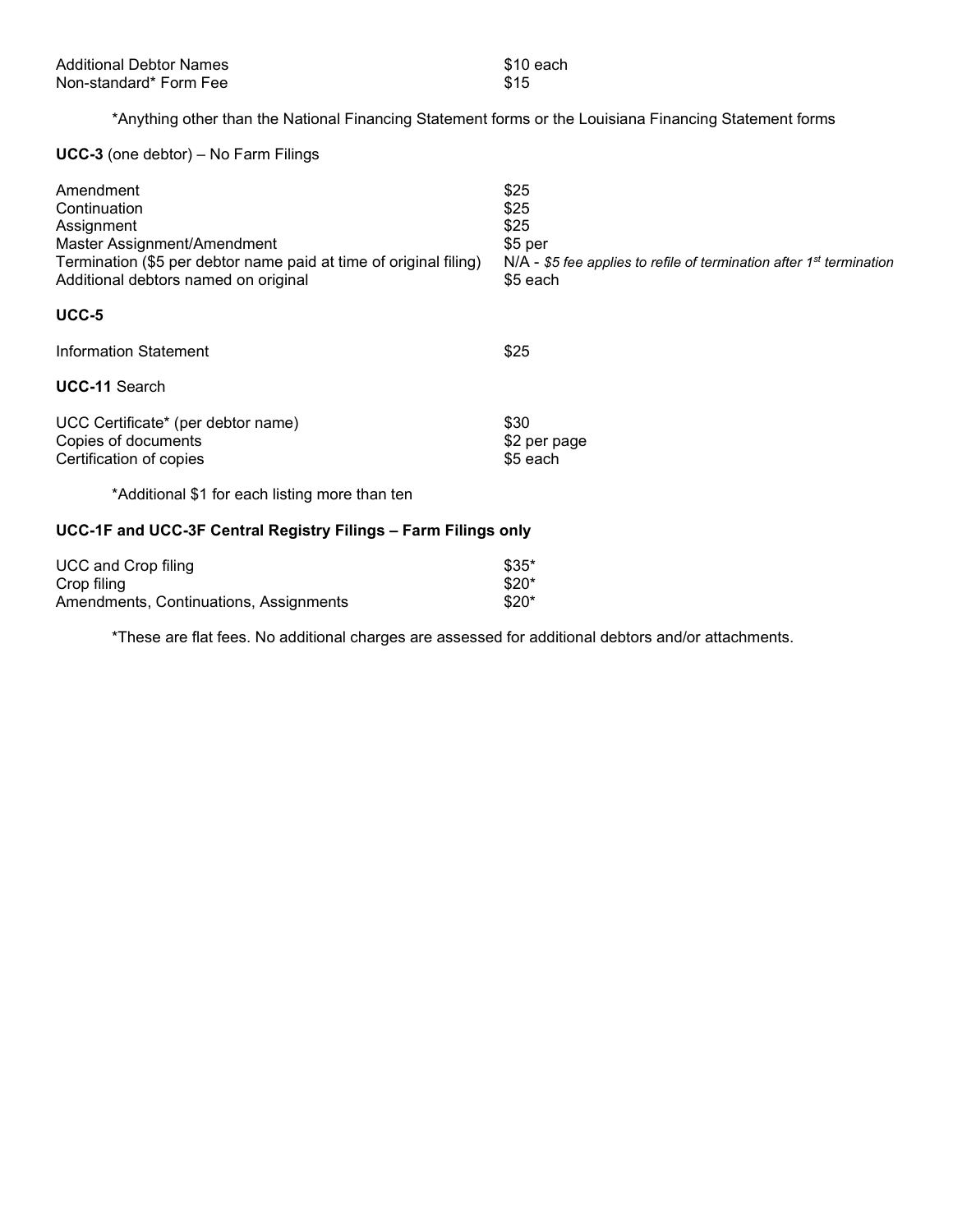| | |
|---|---|
| Additional Debtor Names | $10 each |
| Non-standard* Form Fee | $15 |

*Anything other than the National Financing Statement forms or the Louisiana Financing Statement forms

**UCC-3** (one debtor) – No Farm Filings

| | |
|---|---|
| Amendment | $25 |
| Continuation | $25 |
| Assignment | $25 |
| Master Assignment/Amendment | $5 per |
| Termination ($5 per debtor name paid at time of original filing) | N/A - *$5 fee applies to refile of termination after 1st termination* |
| Additional debtors named on original | $5 each |

**UCC-5**

| | |
|---|---|
| Information Statement | $25 |

**UCC-11** Search

| | |
|---|---|
| UCC Certificate* (per debtor name) | $30 |
| Copies of documents | $2 per page |
| Certification of copies | $5 each |

*Additional $1 for each listing more than ten

**UCC-1F and UCC-3F Central Registry Filings – Farm Filings only**

| | |
|---|---|
| UCC and Crop filing | $35* |
| Crop filing | $20* |
| Amendments, Continuations, Assignments | $20* |

*These are flat fees. No additional charges are assessed for additional debtors and/or attachments.